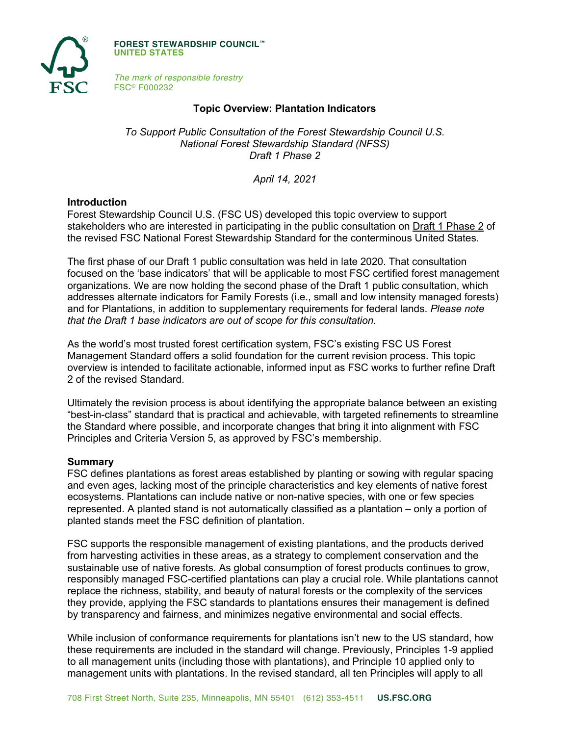**FOREST STEWARDSHIP COUNCIL™**
**UNITED STATES**

*The mark of responsible forestry*
FSC® F000232

# Topic Overview: Plantation Indicators

*To Support Public Consultation of the Forest Stewardship Council U.S. National Forest Stewardship Standard (NFSS) Draft 1 Phase 2*

*April 14, 2021*

## Introduction

Forest Stewardship Council U.S. (FSC US) developed this topic overview to support stakeholders who are interested in participating in the public consultation on Draft 1 Phase 2 of the revised FSC National Forest Stewardship Standard for the conterminous United States.

The first phase of our Draft 1 public consultation was held in late 2020. That consultation focused on the 'base indicators' that will be applicable to most FSC certified forest management organizations. We are now holding the second phase of the Draft 1 public consultation, which addresses alternate indicators for Family Forests (i.e., small and low intensity managed forests) and for Plantations, in addition to supplementary requirements for federal lands. *Please note that the Draft 1 base indicators are out of scope for this consultation.*

As the world's most trusted forest certification system, FSC's existing FSC US Forest Management Standard offers a solid foundation for the current revision process. This topic overview is intended to facilitate actionable, informed input as FSC works to further refine Draft 2 of the revised Standard.

Ultimately the revision process is about identifying the appropriate balance between an existing "best-in-class" standard that is practical and achievable, with targeted refinements to streamline the Standard where possible, and incorporate changes that bring it into alignment with FSC Principles and Criteria Version 5, as approved by FSC's membership.

## Summary

FSC defines plantations as forest areas established by planting or sowing with regular spacing and even ages, lacking most of the principle characteristics and key elements of native forest ecosystems. Plantations can include native or non-native species, with one or few species represented. A planted stand is not automatically classified as a plantation – only a portion of planted stands meet the FSC definition of plantation.

FSC supports the responsible management of existing plantations, and the products derived from harvesting activities in these areas, as a strategy to complement conservation and the sustainable use of native forests. As global consumption of forest products continues to grow, responsibly managed FSC-certified plantations can play a crucial role. While plantations cannot replace the richness, stability, and beauty of natural forests or the complexity of the services they provide, applying the FSC standards to plantations ensures their management is defined by transparency and fairness, and minimizes negative environmental and social effects.

While inclusion of conformance requirements for plantations isn't new to the US standard, how these requirements are included in the standard will change. Previously, Principles 1-9 applied to all management units (including those with plantations), and Principle 10 applied only to management units with plantations. In the revised standard, all ten Principles will apply to all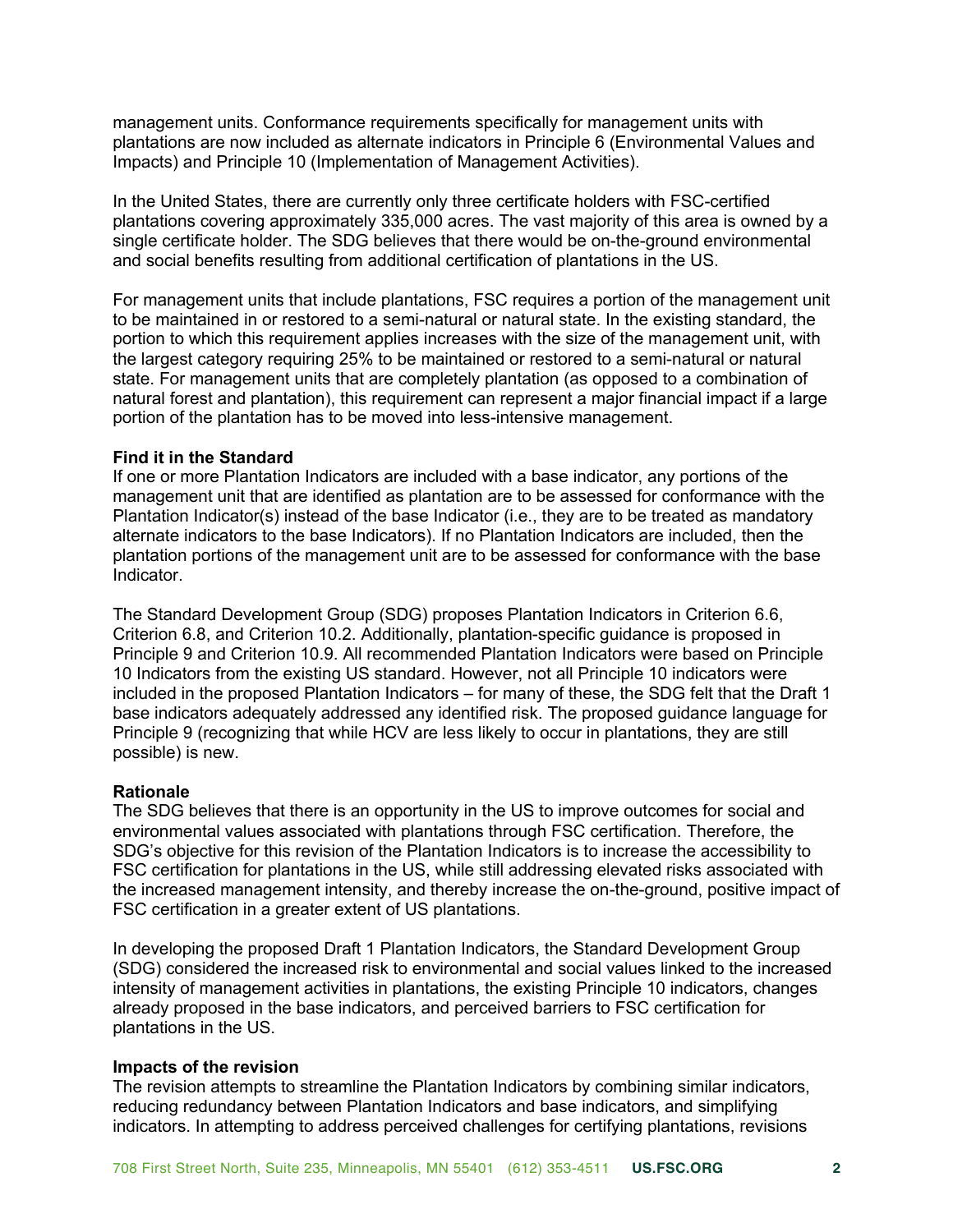management units. Conformance requirements specifically for management units with plantations are now included as alternate indicators in Principle 6 (Environmental Values and Impacts) and Principle 10 (Implementation of Management Activities).

In the United States, there are currently only three certificate holders with FSC-certified plantations covering approximately 335,000 acres. The vast majority of this area is owned by a single certificate holder. The SDG believes that there would be on-the-ground environmental and social benefits resulting from additional certification of plantations in the US.

For management units that include plantations, FSC requires a portion of the management unit to be maintained in or restored to a semi-natural or natural state. In the existing standard, the portion to which this requirement applies increases with the size of the management unit, with the largest category requiring 25% to be maintained or restored to a semi-natural or natural state. For management units that are completely plantation (as opposed to a combination of natural forest and plantation), this requirement can represent a major financial impact if a large portion of the plantation has to be moved into less-intensive management.

**Find it in the Standard**

If one or more Plantation Indicators are included with a base indicator, any portions of the management unit that are identified as plantation are to be assessed for conformance with the Plantation Indicator(s) instead of the base Indicator (i.e., they are to be treated as mandatory alternate indicators to the base Indicators). If no Plantation Indicators are included, then the plantation portions of the management unit are to be assessed for conformance with the base Indicator.

The Standard Development Group (SDG) proposes Plantation Indicators in Criterion 6.6, Criterion 6.8, and Criterion 10.2. Additionally, plantation-specific guidance is proposed in Principle 9 and Criterion 10.9. All recommended Plantation Indicators were based on Principle 10 Indicators from the existing US standard. However, not all Principle 10 indicators were included in the proposed Plantation Indicators – for many of these, the SDG felt that the Draft 1 base indicators adequately addressed any identified risk. The proposed guidance language for Principle 9 (recognizing that while HCV are less likely to occur in plantations, they are still possible) is new.

**Rationale**

The SDG believes that there is an opportunity in the US to improve outcomes for social and environmental values associated with plantations through FSC certification. Therefore, the SDG's objective for this revision of the Plantation Indicators is to increase the accessibility to FSC certification for plantations in the US, while still addressing elevated risks associated with the increased management intensity, and thereby increase the on-the-ground, positive impact of FSC certification in a greater extent of US plantations.

In developing the proposed Draft 1 Plantation Indicators, the Standard Development Group (SDG) considered the increased risk to environmental and social values linked to the increased intensity of management activities in plantations, the existing Principle 10 indicators, changes already proposed in the base indicators, and perceived barriers to FSC certification for plantations in the US.

**Impacts of the revision**

The revision attempts to streamline the Plantation Indicators by combining similar indicators, reducing redundancy between Plantation Indicators and base indicators, and simplifying indicators. In attempting to address perceived challenges for certifying plantations, revisions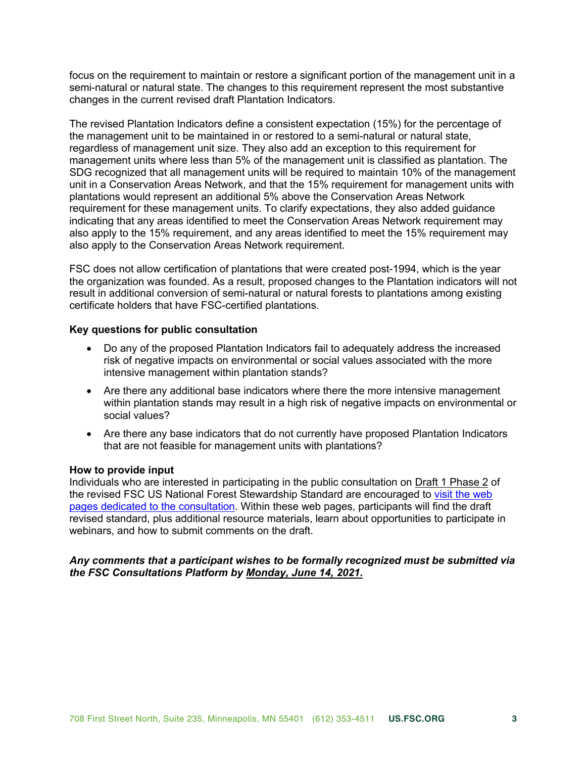focus on the requirement to maintain or restore a significant portion of the management unit in a semi-natural or natural state. The changes to this requirement represent the most substantive changes in the current revised draft Plantation Indicators.

The revised Plantation Indicators define a consistent expectation (15%) for the percentage of the management unit to be maintained in or restored to a semi-natural or natural state, regardless of management unit size. They also add an exception to this requirement for management units where less than 5% of the management unit is classified as plantation. The SDG recognized that all management units will be required to maintain 10% of the management unit in a Conservation Areas Network, and that the 15% requirement for management units with plantations would represent an additional 5% above the Conservation Areas Network requirement for these management units. To clarify expectations, they also added guidance indicating that any areas identified to meet the Conservation Areas Network requirement may also apply to the 15% requirement, and any areas identified to meet the 15% requirement may also apply to the Conservation Areas Network requirement.

FSC does not allow certification of plantations that were created post-1994, which is the year the organization was founded. As a result, proposed changes to the Plantation indicators will not result in additional conversion of semi-natural or natural forests to plantations among existing certificate holders that have FSC-certified plantations.

**Key questions for public consultation**

- Do any of the proposed Plantation Indicators fail to adequately address the increased risk of negative impacts on environmental or social values associated with the more intensive management within plantation stands?
- Are there any additional base indicators where there the more intensive management within plantation stands may result in a high risk of negative impacts on environmental or social values?
- Are there any base indicators that do not currently have proposed Plantation Indicators that are not feasible for management units with plantations?

**How to provide input**

Individuals who are interested in participating in the public consultation on Draft 1 Phase 2 of the revised FSC US National Forest Stewardship Standard are encouraged to visit the web pages dedicated to the consultation. Within these web pages, participants will find the draft revised standard, plus additional resource materials, learn about opportunities to participate in webinars, and how to submit comments on the draft.

***Any comments that a participant wishes to be formally recognized must be submitted via the FSC Consultations Platform by Monday, June 14, 2021.***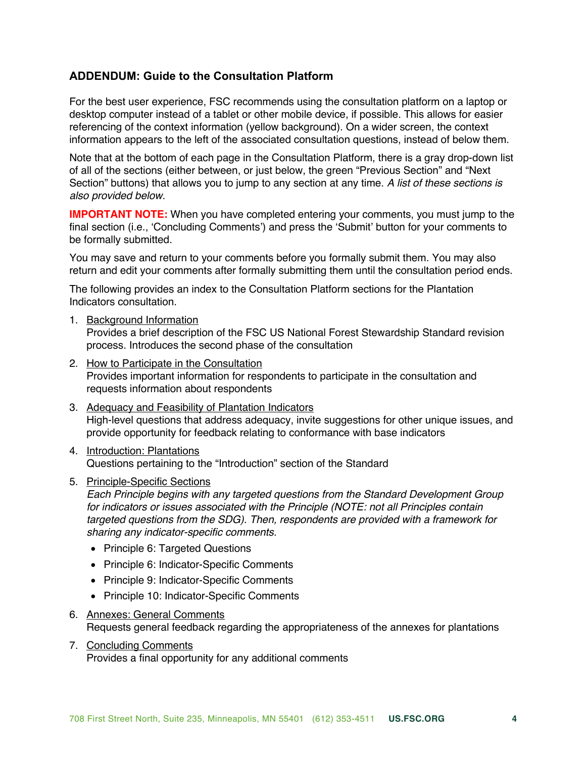## ADDENDUM: Guide to the Consultation Platform

For the best user experience, FSC recommends using the consultation platform on a laptop or desktop computer instead of a tablet or other mobile device, if possible. This allows for easier referencing of the context information (yellow background). On a wider screen, the context information appears to the left of the associated consultation questions, instead of below them.

Note that at the bottom of each page in the Consultation Platform, there is a gray drop-down list of all of the sections (either between, or just below, the green "Previous Section" and "Next Section" buttons) that allows you to jump to any section at any time. *A list of these sections is also provided below.*

**IMPORTANT NOTE:** When you have completed entering your comments, you must jump to the final section (i.e., 'Concluding Comments') and press the 'Submit' button for your comments to be formally submitted.

You may save and return to your comments before you formally submit them. You may also return and edit your comments after formally submitting them until the consultation period ends.

The following provides an index to the Consultation Platform sections for the Plantation Indicators consultation.

1. Background Information
   Provides a brief description of the FSC US National Forest Stewardship Standard revision process. Introduces the second phase of the consultation
2. How to Participate in the Consultation
   Provides important information for respondents to participate in the consultation and requests information about respondents
3. Adequacy and Feasibility of Plantation Indicators
   High-level questions that address adequacy, invite suggestions for other unique issues, and provide opportunity for feedback relating to conformance with base indicators
4. Introduction: Plantations
   Questions pertaining to the "Introduction" section of the Standard
5. Principle-Specific Sections
   *Each Principle begins with any targeted questions from the Standard Development Group for indicators or issues associated with the Principle (NOTE: not all Principles contain targeted questions from the SDG). Then, respondents are provided with a framework for sharing any indicator-specific comments.*
   - Principle 6: Targeted Questions
   - Principle 6: Indicator-Specific Comments
   - Principle 9: Indicator-Specific Comments
   - Principle 10: Indicator-Specific Comments
6. Annexes: General Comments
   Requests general feedback regarding the appropriateness of the annexes for plantations
7. Concluding Comments
   Provides a final opportunity for any additional comments